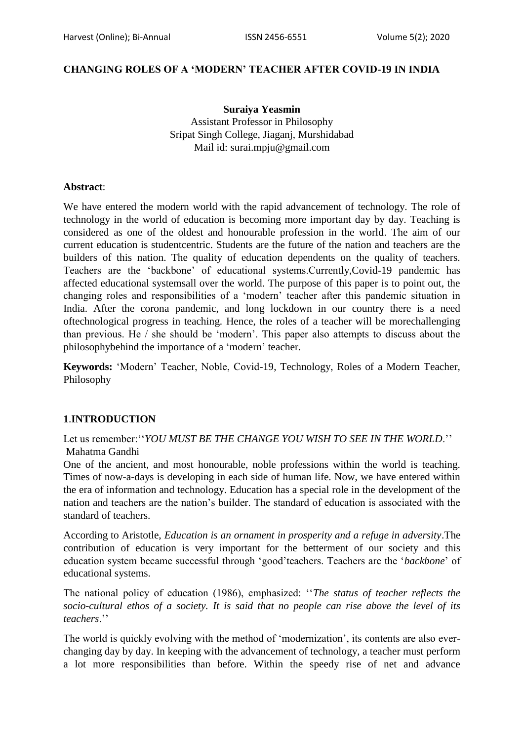# CHANGING ROLES OF A 'MODERN' TEACHER AFTER COVID-19 IN INDIA

**Suraiya Yeasmin**
Assistant Professor in Philosophy
Sripat Singh College, Jiaganj, Murshidabad
Mail id: surai.mpju@gmail.com

**Abstract**:

We have entered the modern world with the rapid advancement of technology. The role of technology in the world of education is becoming more important day by day. Teaching is considered as one of the oldest and honourable profession in the world. The aim of our current education is studentcentric. Students are the future of the nation and teachers are the builders of this nation. The quality of education dependents on the quality of teachers. Teachers are the 'backbone' of educational systems.Currently,Covid-19 pandemic has affected educational systemsall over the world. The purpose of this paper is to point out, the changing roles and responsibilities of a 'modern' teacher after this pandemic situation in India. After the corona pandemic, and long lockdown in our country there is a need oftechnological progress in teaching. Hence, the roles of a teacher will be morechallenging than previous. He / she should be 'modern'. This paper also attempts to discuss about the philosophybehind the importance of a 'modern' teacher.

**Keywords:** 'Modern' Teacher, Noble, Covid-19, Technology, Roles of a Modern Teacher, Philosophy

## 1.INTRODUCTION

Let us remember:''*YOU MUST BE THE CHANGE YOU WISH TO SEE IN THE WORLD*.''
Mahatma Gandhi

One of the ancient, and most honourable, noble professions within the world is teaching. Times of now-a-days is developing in each side of human life. Now, we have entered within the era of information and technology. Education has a special role in the development of the nation and teachers are the nation's builder. The standard of education is associated with the standard of teachers.

According to Aristotle, *Education is an ornament in prosperity and a refuge in adversity*.The contribution of education is very important for the betterment of our society and this education system became successful through 'good'teachers. Teachers are the '*backbone*' of educational systems.

The national policy of education (1986), emphasized: ''*The status of teacher reflects the socio-cultural ethos of a society. It is said that no people can rise above the level of its teachers*.''

The world is quickly evolving with the method of 'modernization', its contents are also ever-changing day by day. In keeping with the advancement of technology, a teacher must perform a lot more responsibilities than before. Within the speedy rise of net and advance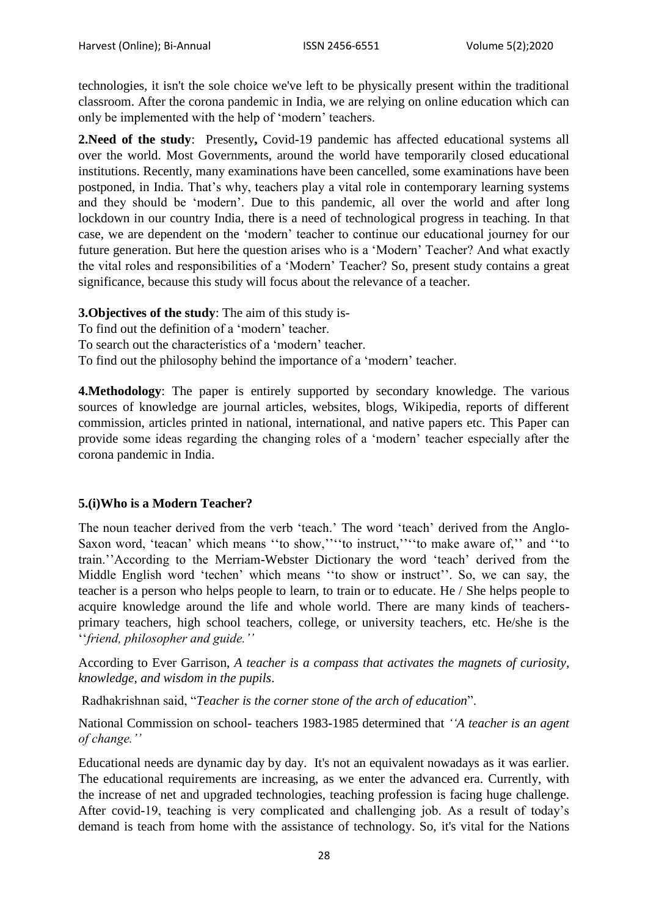technologies, it isn't the sole choice we've left to be physically present within the traditional classroom. After the corona pandemic in India, we are relying on online education which can only be implemented with the help of 'modern' teachers.

**2.Need of the study**: Presently**,** Covid-19 pandemic has affected educational systems all over the world. Most Governments, around the world have temporarily closed educational institutions. Recently, many examinations have been cancelled, some examinations have been postponed, in India. That's why, teachers play a vital role in contemporary learning systems and they should be 'modern'. Due to this pandemic, all over the world and after long lockdown in our country India, there is a need of technological progress in teaching. In that case, we are dependent on the 'modern' teacher to continue our educational journey for our future generation. But here the question arises who is a 'Modern' Teacher? And what exactly the vital roles and responsibilities of a 'Modern' Teacher? So, present study contains a great significance, because this study will focus about the relevance of a teacher.

**3.Objectives of the study**: The aim of this study is-

To find out the definition of a 'modern' teacher.

To search out the characteristics of a 'modern' teacher.

To find out the philosophy behind the importance of a 'modern' teacher.

**4.Methodology**: The paper is entirely supported by secondary knowledge. The various sources of knowledge are journal articles, websites, blogs, Wikipedia, reports of different commission, articles printed in national, international, and native papers etc. This Paper can provide some ideas regarding the changing roles of a 'modern' teacher especially after the corona pandemic in India.

### 5.(i)Who is a Modern Teacher?

The noun teacher derived from the verb 'teach.' The word 'teach' derived from the Anglo-Saxon word, 'teacan' which means ''to show,''''to instruct,''''to make aware of,'' and ''to train.''According to the Merriam-Webster Dictionary the word 'teach' derived from the Middle English word 'techen' which means ''to show or instruct''. So, we can say, the teacher is a person who helps people to learn, to train or to educate. He / She helps people to acquire knowledge around the life and whole world. There are many kinds of teachers- primary teachers, high school teachers, college, or university teachers, etc. He/she is the ''*friend, philosopher and guide.''*

According to Ever Garrison, *A teacher is a compass that activates the magnets of curiosity, knowledge, and wisdom in the pupils*.

Radhakrishnan said, "*Teacher is the corner stone of the arch of education*".

National Commission on school- teachers 1983-1985 determined that *''A teacher is an agent of change.''*

Educational needs are dynamic day by day. It's not an equivalent nowadays as it was earlier. The educational requirements are increasing, as we enter the advanced era. Currently, with the increase of net and upgraded technologies, teaching profession is facing huge challenge. After covid-19, teaching is very complicated and challenging job. As a result of today's demand is teach from home with the assistance of technology. So, it's vital for the Nations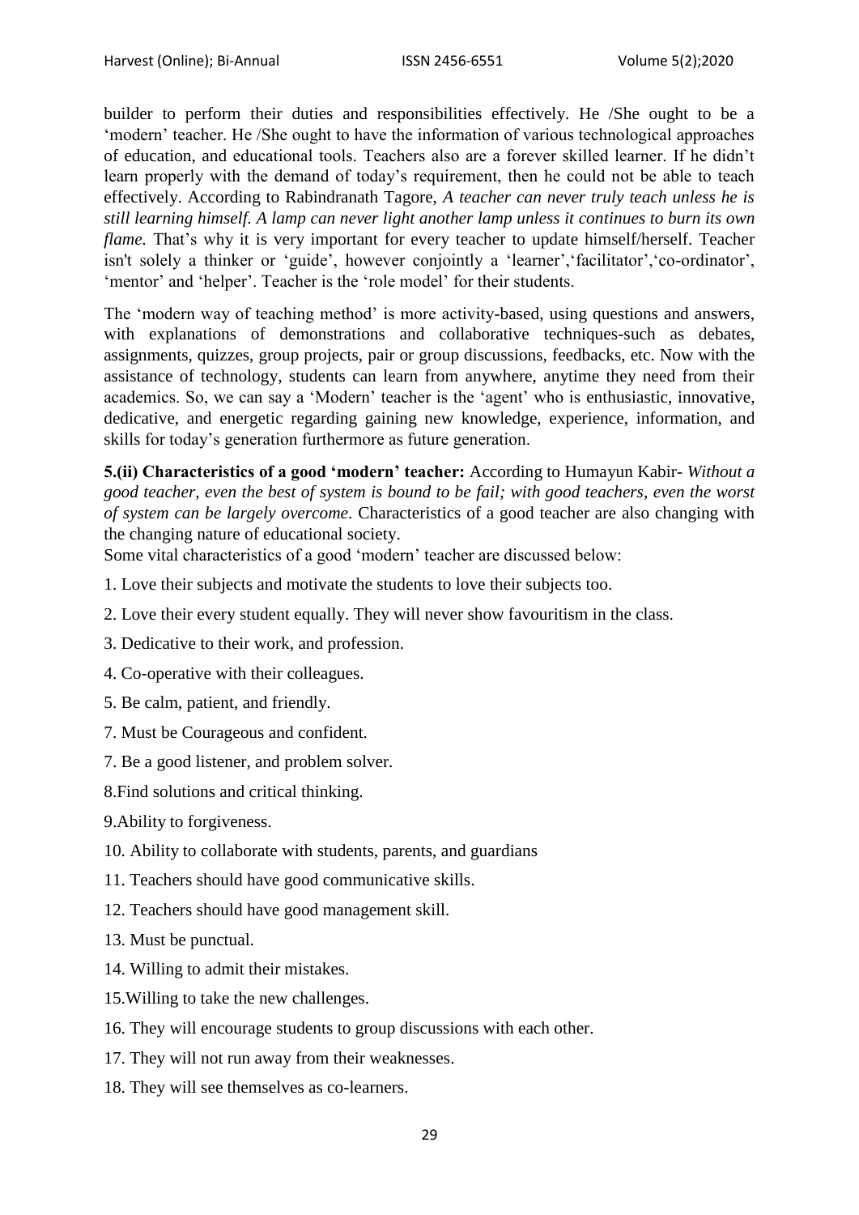builder to perform their duties and responsibilities effectively. He /She ought to be a 'modern' teacher. He /She ought to have the information of various technological approaches of education, and educational tools. Teachers also are a forever skilled learner. If he didn't learn properly with the demand of today's requirement, then he could not be able to teach effectively. According to Rabindranath Tagore, *A teacher can never truly teach unless he is still learning himself. A lamp can never light another lamp unless it continues to burn its own flame.* That's why it is very important for every teacher to update himself/herself. Teacher isn't solely a thinker or 'guide', however conjointly a 'learner','facilitator','co-ordinator', 'mentor' and 'helper'. Teacher is the 'role model' for their students.

The 'modern way of teaching method' is more activity-based, using questions and answers, with explanations of demonstrations and collaborative techniques-such as debates, assignments, quizzes, group projects, pair or group discussions, feedbacks, etc. Now with the assistance of technology, students can learn from anywhere, anytime they need from their academics. So, we can say a 'Modern' teacher is the 'agent' who is enthusiastic, innovative, dedicative, and energetic regarding gaining new knowledge, experience, information, and skills for today's generation furthermore as future generation.

**5.(ii) Characteristics of a good 'modern' teacher:** According to Humayun Kabir- *Without a good teacher, even the best of system is bound to be fail; with good teachers, even the worst of system can be largely overcome*. Characteristics of a good teacher are also changing with the changing nature of educational society.

Some vital characteristics of a good 'modern' teacher are discussed below:

1. Love their subjects and motivate the students to love their subjects too.

2. Love their every student equally. They will never show favouritism in the class.

3. Dedicative to their work, and profession.

4. Co-operative with their colleagues.

5. Be calm, patient, and friendly.

7. Must be Courageous and confident.

7. Be a good listener, and problem solver.

8.Find solutions and critical thinking.

9.Ability to forgiveness.

10. Ability to collaborate with students, parents, and guardians

11. Teachers should have good communicative skills.

12. Teachers should have good management skill.

13. Must be punctual.

14. Willing to admit their mistakes.

15.Willing to take the new challenges.

16. They will encourage students to group discussions with each other.

17. They will not run away from their weaknesses.

18. They will see themselves as co-learners.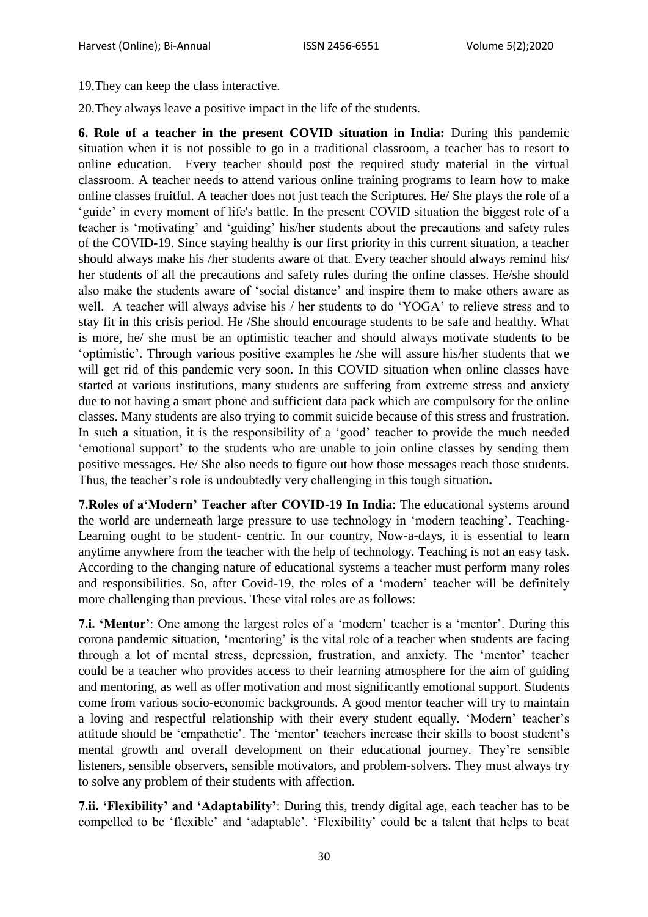19.They can keep the class interactive.

20.They always leave a positive impact in the life of the students.

**6. Role of a teacher in the present COVID situation in India:** During this pandemic situation when it is not possible to go in a traditional classroom, a teacher has to resort to online education. Every teacher should post the required study material in the virtual classroom. A teacher needs to attend various online training programs to learn how to make online classes fruitful. A teacher does not just teach the Scriptures. He/ She plays the role of a 'guide' in every moment of life's battle. In the present COVID situation the biggest role of a teacher is 'motivating' and 'guiding' his/her students about the precautions and safety rules of the COVID-19. Since staying healthy is our first priority in this current situation, a teacher should always make his /her students aware of that. Every teacher should always remind his/ her students of all the precautions and safety rules during the online classes. He/she should also make the students aware of 'social distance' and inspire them to make others aware as well. A teacher will always advise his / her students to do 'YOGA' to relieve stress and to stay fit in this crisis period. He /She should encourage students to be safe and healthy. What is more, he/ she must be an optimistic teacher and should always motivate students to be 'optimistic'. Through various positive examples he /she will assure his/her students that we will get rid of this pandemic very soon. In this COVID situation when online classes have started at various institutions, many students are suffering from extreme stress and anxiety due to not having a smart phone and sufficient data pack which are compulsory for the online classes. Many students are also trying to commit suicide because of this stress and frustration. In such a situation, it is the responsibility of a 'good' teacher to provide the much needed 'emotional support' to the students who are unable to join online classes by sending them positive messages. He/ She also needs to figure out how those messages reach those students. Thus, the teacher's role is undoubtedly very challenging in this tough situation**.**

**7.Roles of a'Modern' Teacher after COVID-19 In India**: The educational systems around the world are underneath large pressure to use technology in 'modern teaching'. Teaching-Learning ought to be student- centric. In our country, Now-a-days, it is essential to learn anytime anywhere from the teacher with the help of technology. Teaching is not an easy task. According to the changing nature of educational systems a teacher must perform many roles and responsibilities. So, after Covid-19, the roles of a 'modern' teacher will be definitely more challenging than previous. These vital roles are as follows:

**7.i. 'Mentor'**: One among the largest roles of a 'modern' teacher is a 'mentor'. During this corona pandemic situation, 'mentoring' is the vital role of a teacher when students are facing through a lot of mental stress, depression, frustration, and anxiety. The 'mentor' teacher could be a teacher who provides access to their learning atmosphere for the aim of guiding and mentoring, as well as offer motivation and most significantly emotional support. Students come from various socio-economic backgrounds. A good mentor teacher will try to maintain a loving and respectful relationship with their every student equally. 'Modern' teacher's attitude should be 'empathetic'. The 'mentor' teachers increase their skills to boost student's mental growth and overall development on their educational journey. They're sensible listeners, sensible observers, sensible motivators, and problem-solvers. They must always try to solve any problem of their students with affection.

**7.ii. 'Flexibility' and 'Adaptability'**: During this, trendy digital age, each teacher has to be compelled to be 'flexible' and 'adaptable'. 'Flexibility' could be a talent that helps to beat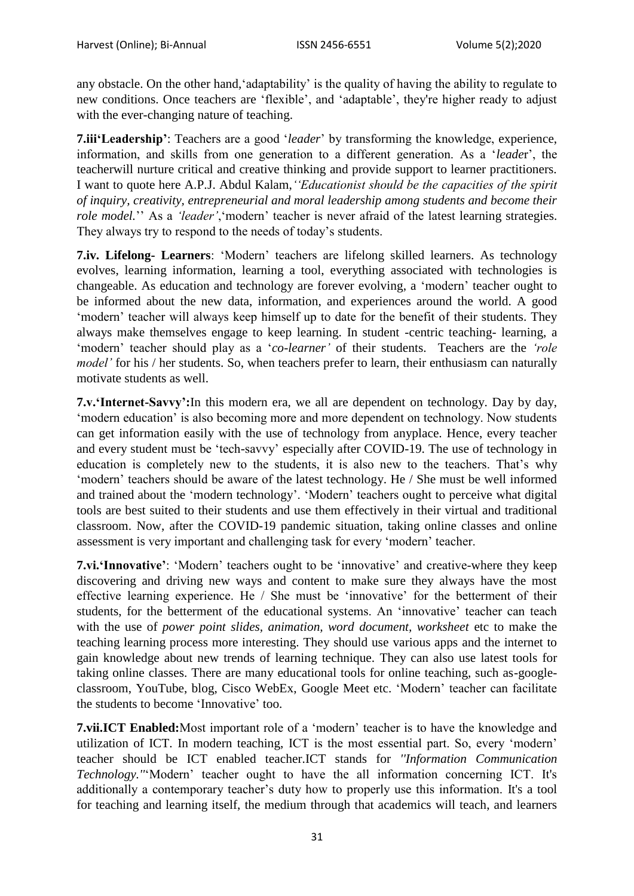any obstacle. On the other hand,'adaptability' is the quality of having the ability to regulate to new conditions. Once teachers are 'flexible', and 'adaptable', they're higher ready to adjust with the ever-changing nature of teaching.

**7.iii'Leadership'**: Teachers are a good '*leader*' by transforming the knowledge, experience, information, and skills from one generation to a different generation. As a '*leade*r', the teacherwill nurture critical and creative thinking and provide support to learner practitioners. I want to quote here A.P.J. Abdul Kalam,*''Educationist should be the capacities of the spirit of inquiry, creativity, entrepreneurial and moral leadership among students and become their role model.*'' As a *'leader'*,'modern' teacher is never afraid of the latest learning strategies. They always try to respond to the needs of today's students.

**7.iv. Lifelong- Learners**: 'Modern' teachers are lifelong skilled learners. As technology evolves, learning information, learning a tool, everything associated with technologies is changeable. As education and technology are forever evolving, a 'modern' teacher ought to be informed about the new data, information, and experiences around the world. A good 'modern' teacher will always keep himself up to date for the benefit of their students. They always make themselves engage to keep learning. In student -centric teaching- learning, a 'modern' teacher should play as a '*co-learner'* of their students. Teachers are the *'role model'* for his / her students. So, when teachers prefer to learn, their enthusiasm can naturally motivate students as well.

**7.v.'Internet-Savvy':**In this modern era, we all are dependent on technology. Day by day, 'modern education' is also becoming more and more dependent on technology. Now students can get information easily with the use of technology from anyplace. Hence, every teacher and every student must be 'tech-savvy' especially after COVID-19. The use of technology in education is completely new to the students, it is also new to the teachers. That's why 'modern' teachers should be aware of the latest technology. He / She must be well informed and trained about the 'modern technology'. 'Modern' teachers ought to perceive what digital tools are best suited to their students and use them effectively in their virtual and traditional classroom. Now, after the COVID-19 pandemic situation, taking online classes and online assessment is very important and challenging task for every 'modern' teacher.

**7.vi.'Innovative'**: 'Modern' teachers ought to be 'innovative' and creative-where they keep discovering and driving new ways and content to make sure they always have the most effective learning experience. He / She must be 'innovative' for the betterment of their students, for the betterment of the educational systems. An 'innovative' teacher can teach with the use of *power point slides, animation, word document, worksheet* etc to make the teaching learning process more interesting. They should use various apps and the internet to gain knowledge about new trends of learning technique. They can also use latest tools for taking online classes. There are many educational tools for online teaching, such as-google-classroom, YouTube, blog, Cisco WebEx, Google Meet etc. 'Modern' teacher can facilitate the students to become 'Innovative' too.

**7.vii.ICT Enabled:**Most important role of a 'modern' teacher is to have the knowledge and utilization of ICT. In modern teaching, ICT is the most essential part. So, every 'modern' teacher should be ICT enabled teacher.ICT stands for *"Information Communication Technology."*'Modern' teacher ought to have the all information concerning ICT. It's additionally a contemporary teacher's duty how to properly use this information. It's a tool for teaching and learning itself, the medium through that academics will teach, and learners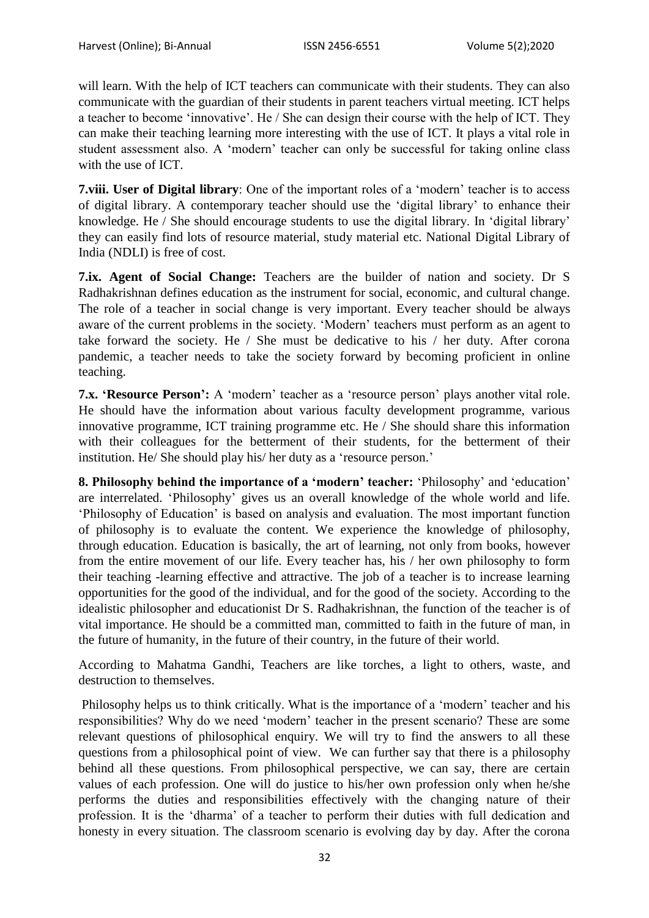will learn. With the help of ICT teachers can communicate with their students. They can also communicate with the guardian of their students in parent teachers virtual meeting. ICT helps a teacher to become 'innovative'. He / She can design their course with the help of ICT. They can make their teaching learning more interesting with the use of ICT. It plays a vital role in student assessment also. A 'modern' teacher can only be successful for taking online class with the use of ICT.

**7.viii. User of Digital library**: One of the important roles of a 'modern' teacher is to access of digital library. A contemporary teacher should use the 'digital library' to enhance their knowledge. He / She should encourage students to use the digital library. In 'digital library' they can easily find lots of resource material, study material etc. National Digital Library of India (NDLI) is free of cost.

**7.ix. Agent of Social Change:** Teachers are the builder of nation and society. Dr S Radhakrishnan defines education as the instrument for social, economic, and cultural change. The role of a teacher in social change is very important. Every teacher should be always aware of the current problems in the society. 'Modern' teachers must perform as an agent to take forward the society. He / She must be dedicative to his / her duty. After corona pandemic, a teacher needs to take the society forward by becoming proficient in online teaching.

**7.x. 'Resource Person':** A 'modern' teacher as a 'resource person' plays another vital role. He should have the information about various faculty development programme, various innovative programme, ICT training programme etc. He / She should share this information with their colleagues for the betterment of their students, for the betterment of their institution. He/ She should play his/ her duty as a 'resource person.'

**8. Philosophy behind the importance of a 'modern' teacher:** 'Philosophy' and 'education' are interrelated. 'Philosophy' gives us an overall knowledge of the whole world and life. 'Philosophy of Education' is based on analysis and evaluation. The most important function of philosophy is to evaluate the content. We experience the knowledge of philosophy, through education. Education is basically, the art of learning, not only from books, however from the entire movement of our life. Every teacher has, his / her own philosophy to form their teaching -learning effective and attractive. The job of a teacher is to increase learning opportunities for the good of the individual, and for the good of the society. According to the idealistic philosopher and educationist Dr S. Radhakrishnan, the function of the teacher is of vital importance. He should be a committed man, committed to faith in the future of man, in the future of humanity, in the future of their country, in the future of their world.

According to Mahatma Gandhi, Teachers are like torches, a light to others, waste, and destruction to themselves.

Philosophy helps us to think critically. What is the importance of a 'modern' teacher and his responsibilities? Why do we need 'modern' teacher in the present scenario? These are some relevant questions of philosophical enquiry. We will try to find the answers to all these questions from a philosophical point of view. We can further say that there is a philosophy behind all these questions. From philosophical perspective, we can say, there are certain values of each profession. One will do justice to his/her own profession only when he/she performs the duties and responsibilities effectively with the changing nature of their profession. It is the 'dharma' of a teacher to perform their duties with full dedication and honesty in every situation. The classroom scenario is evolving day by day. After the corona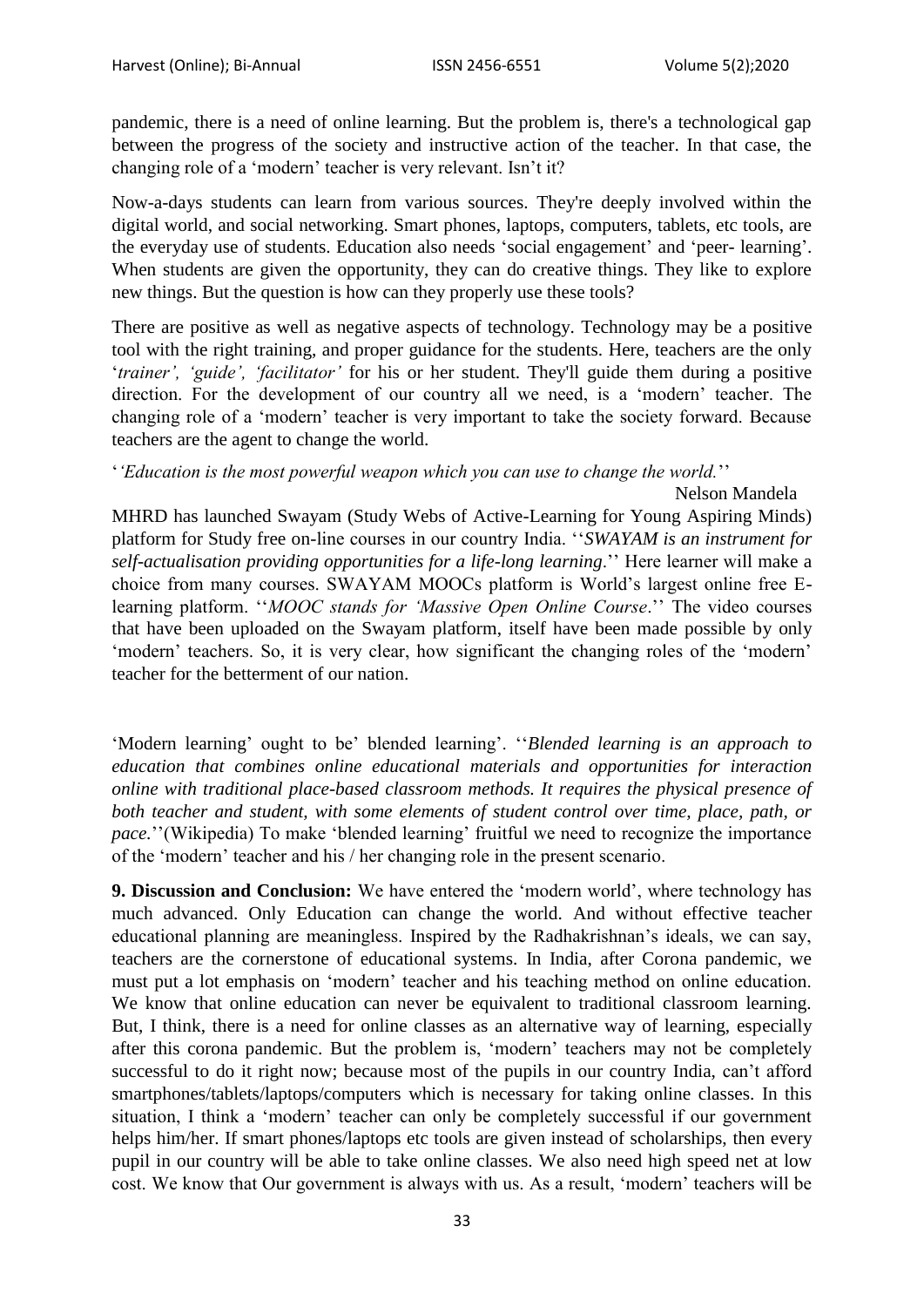pandemic, there is a need of online learning. But the problem is, there's a technological gap between the progress of the society and instructive action of the teacher. In that case, the changing role of a 'modern' teacher is very relevant. Isn't it?

Now-a-days students can learn from various sources. They're deeply involved within the digital world, and social networking. Smart phones, laptops, computers, tablets, etc tools, are the everyday use of students. Education also needs 'social engagement' and 'peer- learning'. When students are given the opportunity, they can do creative things. They like to explore new things. But the question is how can they properly use these tools?

There are positive as well as negative aspects of technology. Technology may be a positive tool with the right training, and proper guidance for the students. Here, teachers are the only '*trainer', 'guide', 'facilitator'* for his or her student. They'll guide them during a positive direction. For the development of our country all we need, is a 'modern' teacher. The changing role of a 'modern' teacher is very important to take the society forward. Because teachers are the agent to change the world.

''*Education is the most powerful weapon which you can use to change the world.*''

Nelson Mandela

MHRD has launched Swayam (Study Webs of Active-Learning for Young Aspiring Minds) platform for Study free on-line courses in our country India. ''*SWAYAM is an instrument for self-actualisation providing opportunities for a life-long learning*.'' Here learner will make a choice from many courses. SWAYAM MOOCs platform is World's largest online free E-learning platform. ''*MOOC stands for 'Massive Open Online Course*.'' The video courses that have been uploaded on the Swayam platform, itself have been made possible by only 'modern' teachers. So, it is very clear, how significant the changing roles of the 'modern' teacher for the betterment of our nation.

'Modern learning' ought to be' blended learning'. ''*Blended learning is an approach to education that combines online educational materials and opportunities for interaction online with traditional place-based classroom methods. It requires the physical presence of both teacher and student, with some elements of student control over time, place, path, or pace.*''(Wikipedia) To make 'blended learning' fruitful we need to recognize the importance of the 'modern' teacher and his / her changing role in the present scenario.

**9. Discussion and Conclusion:** We have entered the 'modern world', where technology has much advanced. Only Education can change the world. And without effective teacher educational planning are meaningless. Inspired by the Radhakrishnan's ideals, we can say, teachers are the cornerstone of educational systems. In India, after Corona pandemic, we must put a lot emphasis on 'modern' teacher and his teaching method on online education. We know that online education can never be equivalent to traditional classroom learning. But, I think, there is a need for online classes as an alternative way of learning, especially after this corona pandemic. But the problem is, 'modern' teachers may not be completely successful to do it right now; because most of the pupils in our country India, can't afford smartphones/tablets/laptops/computers which is necessary for taking online classes. In this situation, I think a 'modern' teacher can only be completely successful if our government helps him/her. If smart phones/laptops etc tools are given instead of scholarships, then every pupil in our country will be able to take online classes. We also need high speed net at low cost. We know that Our government is always with us. As a result, 'modern' teachers will be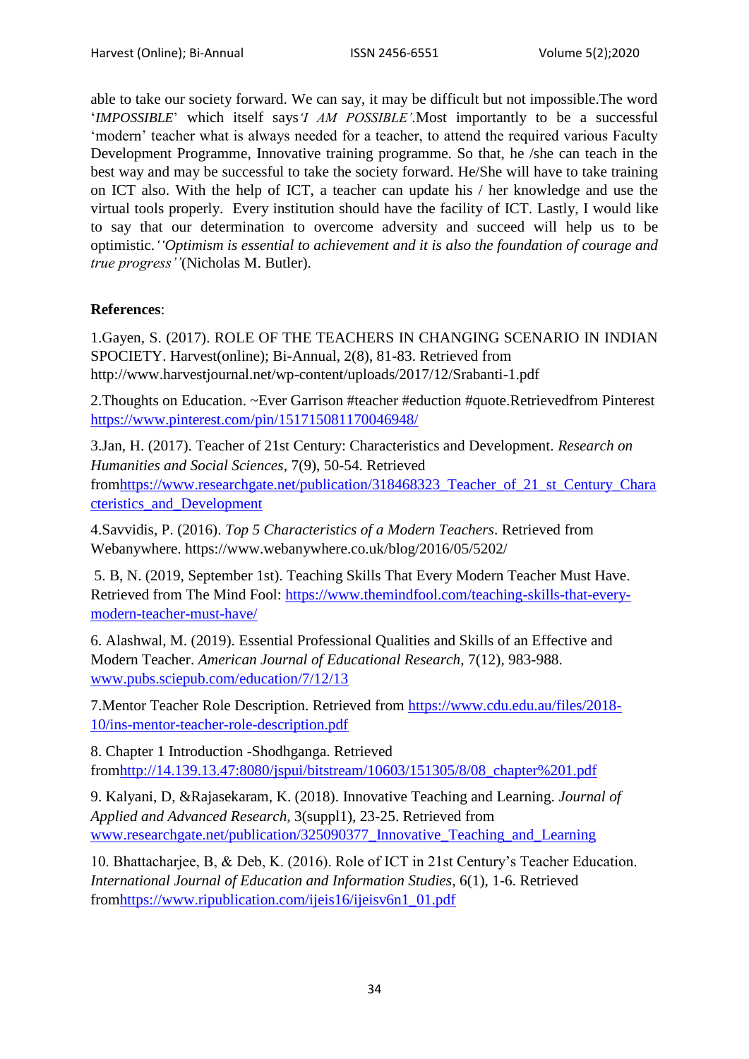able to take our society forward. We can say, it may be difficult but not impossible.The word '*IMPOSSIBLE*' which itself says*'I AM POSSIBLE'*.Most importantly to be a successful 'modern' teacher what is always needed for a teacher, to attend the required various Faculty Development Programme, Innovative training programme. So that, he /she can teach in the best way and may be successful to take the society forward. He/She will have to take training on ICT also. With the help of ICT, a teacher can update his / her knowledge and use the virtual tools properly. Every institution should have the facility of ICT. Lastly, I would like to say that our determination to overcome adversity and succeed will help us to be optimistic.*''Optimism is essential to achievement and it is also the foundation of courage and true progress''*(Nicholas M. Butler).

**References**:

1.Gayen, S. (2017). ROLE OF THE TEACHERS IN CHANGING SCENARIO IN INDIAN SPOCIETY. Harvest(online); Bi-Annual, 2(8), 81-83. Retrieved from http://www.harvestjournal.net/wp-content/uploads/2017/12/Srabanti-1.pdf

2.Thoughts on Education. ~Ever Garrison #teacher #eduction #quote.Retrievedfrom Pinterest https://www.pinterest.com/pin/151715081170046948/

3.Jan, H. (2017). Teacher of 21st Century: Characteristics and Development. *Research on Humanities and Social Sciences*, 7(9), 50-54. Retrieved fromhttps://www.researchgate.net/publication/318468323_Teacher_of_21_st_Century_Characteristics_and_Development

4.Savvidis, P. (2016). *Top 5 Characteristics of a Modern Teachers*. Retrieved from Webanywhere. https://www.webanywhere.co.uk/blog/2016/05/5202/

5. B, N. (2019, September 1st). Teaching Skills That Every Modern Teacher Must Have. Retrieved from The Mind Fool: https://www.themindfool.com/teaching-skills-that-every-modern-teacher-must-have/

6. Alashwal, M. (2019). Essential Professional Qualities and Skills of an Effective and Modern Teacher. *American Journal of Educational Research*, 7(12), 983-988. www.pubs.sciepub.com/education/7/12/13

7.Mentor Teacher Role Description. Retrieved from https://www.cdu.edu.au/files/2018-10/ins-mentor-teacher-role-description.pdf

8. Chapter 1 Introduction -Shodhganga. Retrieved fromhttp://14.139.13.47:8080/jspui/bitstream/10603/151305/8/08_chapter%201.pdf

9. Kalyani, D, &Rajasekaram, K. (2018). Innovative Teaching and Learning. *Journal of Applied and Advanced Research,* 3(suppl1), 23-25. Retrieved from www.researchgate.net/publication/325090377_Innovative_Teaching_and_Learning

10. Bhattacharjee, B, & Deb, K. (2016). Role of ICT in 21st Century's Teacher Education. *International Journal of Education and Information Studies*, 6(1), 1-6. Retrieved fromhttps://www.ripublication.com/ijeis16/ijeisv6n1_01.pdf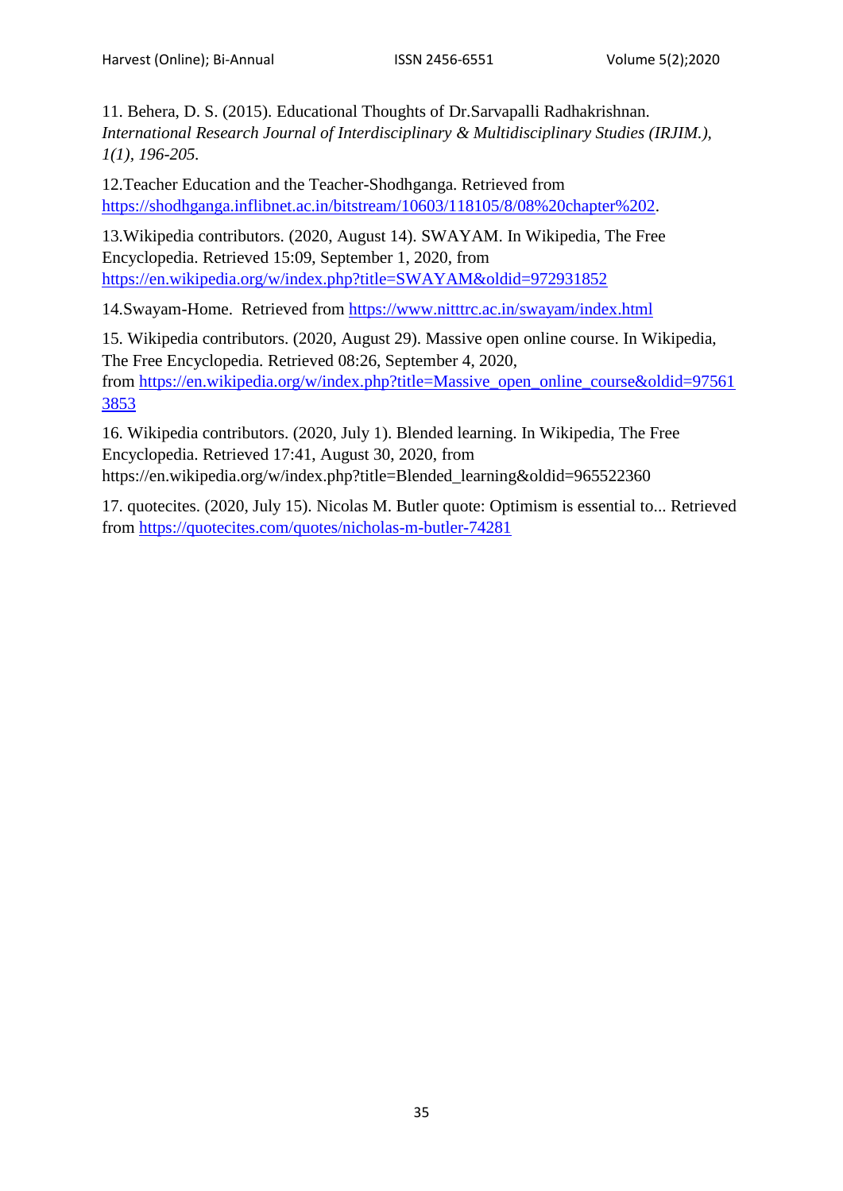11. Behera, D. S. (2015). Educational Thoughts of Dr.Sarvapalli Radhakrishnan. *International Research Journal of Interdisciplinary & Multidisciplinary Studies (IRJIM.), 1(1), 196-205.*

12.Teacher Education and the Teacher-Shodhganga. Retrieved from https://shodhganga.inflibnet.ac.in/bitstream/10603/118105/8/08%20chapter%202.

13.Wikipedia contributors. (2020, August 14). SWAYAM. In Wikipedia, The Free Encyclopedia. Retrieved 15:09, September 1, 2020, from https://en.wikipedia.org/w/index.php?title=SWAYAM&oldid=972931852

14.Swayam-Home. Retrieved from https://www.nitttrc.ac.in/swayam/index.html

15. Wikipedia contributors. (2020, August 29). Massive open online course. In Wikipedia, The Free Encyclopedia. Retrieved 08:26, September 4, 2020, from https://en.wikipedia.org/w/index.php?title=Massive_open_online_course&oldid=975613853

16. Wikipedia contributors. (2020, July 1). Blended learning. In Wikipedia, The Free Encyclopedia. Retrieved 17:41, August 30, 2020, from https://en.wikipedia.org/w/index.php?title=Blended_learning&oldid=965522360

17. quotecites. (2020, July 15). Nicolas M. Butler quote: Optimism is essential to... Retrieved from https://quotecites.com/quotes/nicholas-m-butler-74281